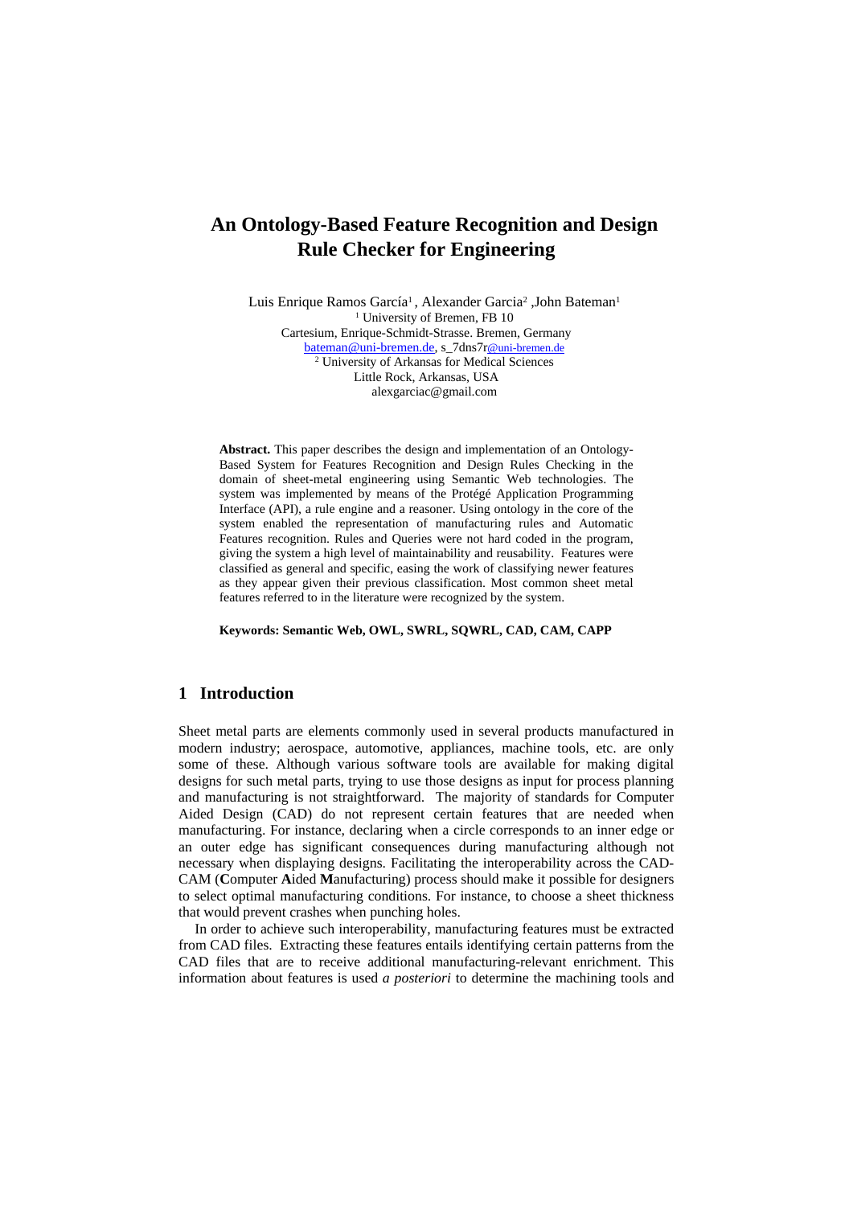# An Ontology-Based Feature Recognition and Design Rule Checker for Engineering

Luis Enrique Ramos García[1] , Alexander Garcia[2] ,John Bateman[1]

[1] University of Bremen, FB 10
Cartesium, Enrique-Schmidt-Strasse. Bremen, Germany
bateman@uni-bremen.de, s_7dns7r@uni-bremen.de

[2] University of Arkansas for Medical Sciences
Little Rock, Arkansas, USA
alexgarciac@gmail.com

**Abstract.** This paper describes the design and implementation of an Ontology-Based System for Features Recognition and Design Rules Checking in the domain of sheet-metal engineering using Semantic Web technologies. The system was implemented by means of the Protégé Application Programming Interface (API), a rule engine and a reasoner. Using ontology in the core of the system enabled the representation of manufacturing rules and Automatic Features recognition. Rules and Queries were not hard coded in the program, giving the system a high level of maintainability and reusability. Features were classified as general and specific, easing the work of classifying newer features as they appear given their previous classification. Most common sheet metal features referred to in the literature were recognized by the system.

**Keywords: Semantic Web, OWL, SWRL, SQWRL, CAD, CAM, CAPP**

## 1 Introduction

Sheet metal parts are elements commonly used in several products manufactured in modern industry; aerospace, automotive, appliances, machine tools, etc. are only some of these. Although various software tools are available for making digital designs for such metal parts, trying to use those designs as input for process planning and manufacturing is not straightforward. The majority of standards for Computer Aided Design (CAD) do not represent certain features that are needed when manufacturing. For instance, declaring when a circle corresponds to an inner edge or an outer edge has significant consequences during manufacturing although not necessary when displaying designs. Facilitating the interoperability across the CAD-CAM (**C**omputer **A**ided **M**anufacturing) process should make it possible for designers to select optimal manufacturing conditions. For instance, to choose a sheet thickness that would prevent crashes when punching holes.

In order to achieve such interoperability, manufacturing features must be extracted from CAD files. Extracting these features entails identifying certain patterns from the CAD files that are to receive additional manufacturing-relevant enrichment. This information about features is used *a posteriori* to determine the machining tools and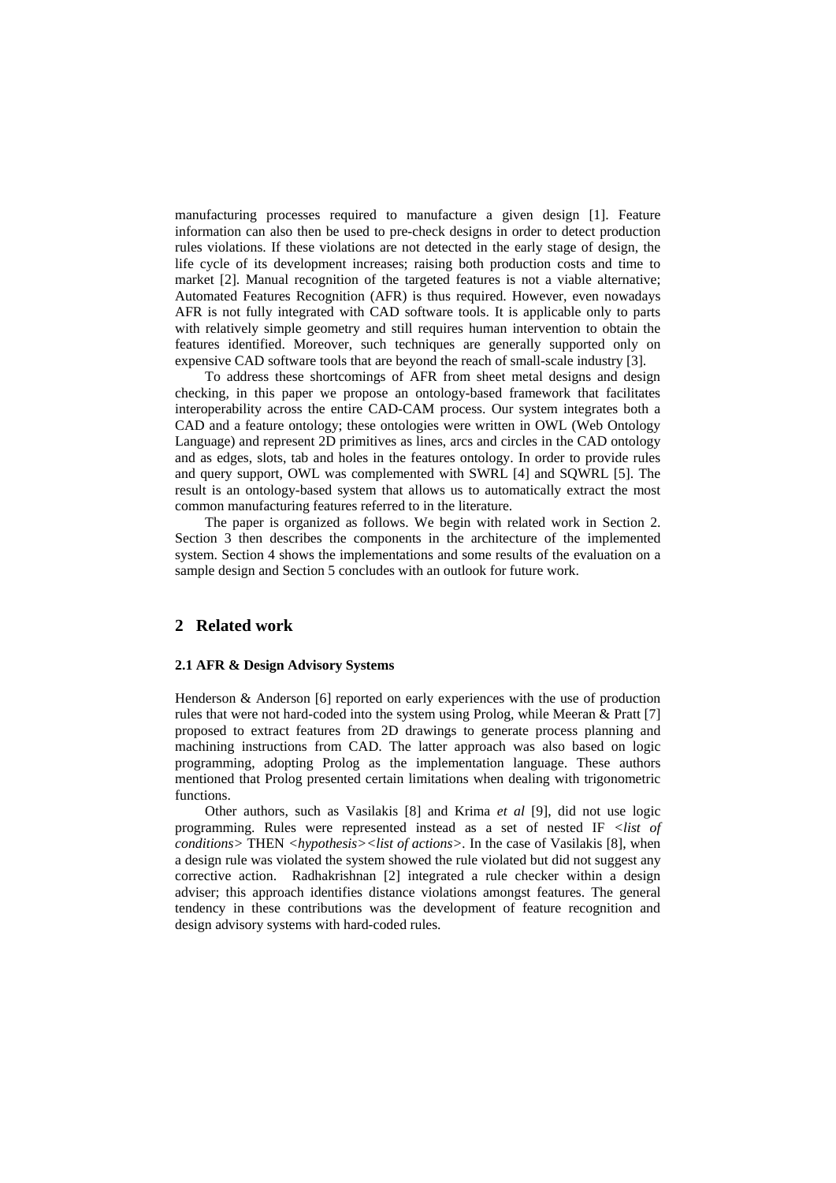manufacturing processes required to manufacture a given design [1]. Feature information can also then be used to pre-check designs in order to detect production rules violations. If these violations are not detected in the early stage of design, the life cycle of its development increases; raising both production costs and time to market [2]. Manual recognition of the targeted features is not a viable alternative; Automated Features Recognition (AFR) is thus required. However, even nowadays AFR is not fully integrated with CAD software tools. It is applicable only to parts with relatively simple geometry and still requires human intervention to obtain the features identified. Moreover, such techniques are generally supported only on expensive CAD software tools that are beyond the reach of small-scale industry [3].

To address these shortcomings of AFR from sheet metal designs and design checking, in this paper we propose an ontology-based framework that facilitates interoperability across the entire CAD-CAM process. Our system integrates both a CAD and a feature ontology; these ontologies were written in OWL (Web Ontology Language) and represent 2D primitives as lines, arcs and circles in the CAD ontology and as edges, slots, tab and holes in the features ontology. In order to provide rules and query support, OWL was complemented with SWRL [4] and SQWRL [5]. The result is an ontology-based system that allows us to automatically extract the most common manufacturing features referred to in the literature.

The paper is organized as follows. We begin with related work in Section 2. Section 3 then describes the components in the architecture of the implemented system. Section 4 shows the implementations and some results of the evaluation on a sample design and Section 5 concludes with an outlook for future work.

## 2 Related work

### 2.1 AFR & Design Advisory Systems

Henderson & Anderson [6] reported on early experiences with the use of production rules that were not hard-coded into the system using Prolog, while Meeran & Pratt [7] proposed to extract features from 2D drawings to generate process planning and machining instructions from CAD. The latter approach was also based on logic programming, adopting Prolog as the implementation language. These authors mentioned that Prolog presented certain limitations when dealing with trigonometric functions.

Other authors, such as Vasilakis [8] and Krima *et al* [9], did not use logic programming. Rules were represented instead as a set of nested IF <*list of conditions*> THEN <*hypothesis*><*list of actions*>. In the case of Vasilakis [8], when a design rule was violated the system showed the rule violated but did not suggest any corrective action. Radhakrishnan [2] integrated a rule checker within a design adviser; this approach identifies distance violations amongst features. The general tendency in these contributions was the development of feature recognition and design advisory systems with hard-coded rules.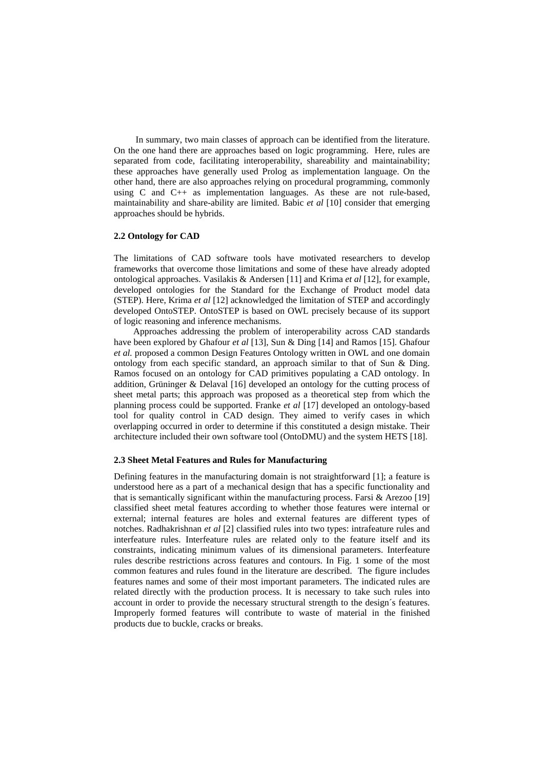In summary, two main classes of approach can be identified from the literature. On the one hand there are approaches based on logic programming. Here, rules are separated from code, facilitating interoperability, shareability and maintainability; these approaches have generally used Prolog as implementation language. On the other hand, there are also approaches relying on procedural programming, commonly using C and C++ as implementation languages. As these are not rule-based, maintainability and share-ability are limited. Babic *et al* [10] consider that emerging approaches should be hybrids.

### 2.2 Ontology for CAD

The limitations of CAD software tools have motivated researchers to develop frameworks that overcome those limitations and some of these have already adopted ontological approaches. Vasilakis & Andersen [11] and Krima *et al* [12], for example, developed ontologies for the Standard for the Exchange of Product model data (STEP). Here, Krima *et al* [12] acknowledged the limitation of STEP and accordingly developed OntoSTEP. OntoSTEP is based on OWL precisely because of its support of logic reasoning and inference mechanisms.

Approaches addressing the problem of interoperability across CAD standards have been explored by Ghafour *et al* [13], Sun & Ding [14] and Ramos [15]. Ghafour *et al.* proposed a common Design Features Ontology written in OWL and one domain ontology from each specific standard, an approach similar to that of Sun & Ding. Ramos focused on an ontology for CAD primitives populating a CAD ontology. In addition, Grüninger & Delaval [16] developed an ontology for the cutting process of sheet metal parts; this approach was proposed as a theoretical step from which the planning process could be supported. Franke *et al* [17] developed an ontology-based tool for quality control in CAD design. They aimed to verify cases in which overlapping occurred in order to determine if this constituted a design mistake. Their architecture included their own software tool (OntoDMU) and the system HETS [18].

### 2.3 Sheet Metal Features and Rules for Manufacturing

Defining features in the manufacturing domain is not straightforward [1]; a feature is understood here as a part of a mechanical design that has a specific functionality and that is semantically significant within the manufacturing process. Farsi & Arezoo [19] classified sheet metal features according to whether those features were internal or external; internal features are holes and external features are different types of notches. Radhakrishnan *et al* [2] classified rules into two types: intrafeature rules and interfeature rules. Interfeature rules are related only to the feature itself and its constraints, indicating minimum values of its dimensional parameters. Interfeature rules describe restrictions across features and contours. In Fig. 1 some of the most common features and rules found in the literature are described. The figure includes features names and some of their most important parameters. The indicated rules are related directly with the production process. It is necessary to take such rules into account in order to provide the necessary structural strength to the design´s features. Improperly formed features will contribute to waste of material in the finished products due to buckle, cracks or breaks.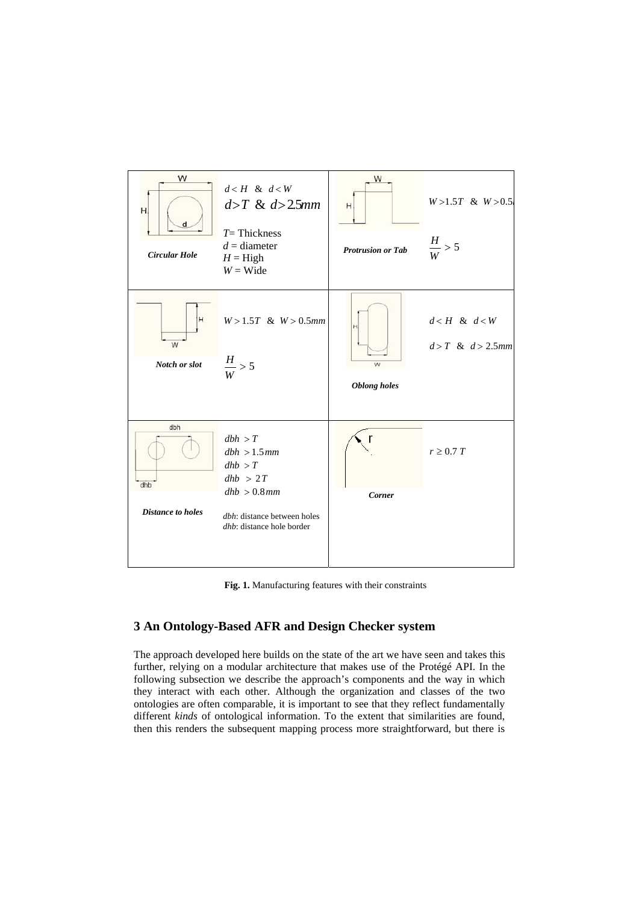| Feature | Constraints | Feature | Constraints |
| --- | --- | --- | --- |
| *Circular Hole* | $d < H$ & $d < W$<br>$d > T$ & $d > 2.5mm$<br>$T$= Thickness<br>$d$ = diameter<br>$H$ = High<br>$W$ = Wide | *Protrusion or Tab* | $W > 1.5T$ & $W > 0.5$<br>$\frac{H}{W} > 5$ |
| *Notch or slot* | $W > 1.5T$ & $W > 0.5mm$<br>$\frac{H}{W} > 5$ | *Oblong holes* | $d < H$ & $d < W$<br>$d > T$ & $d > 2.5mm$ |
| *Distance to holes* | $dbh > T$<br>$dbh > 1.5mm$<br>$dhb > T$<br>$dhb > 2T$<br>$dhb > 0.8mm$<br>*dbh*: distance between holes<br>*dhb*: distance hole border | *Corner* | $r \geq 0.7T$ |

**Fig. 1.** Manufacturing features with their constraints

## 3 An Ontology-Based AFR and Design Checker system

The approach developed here builds on the state of the art we have seen and takes this further, relying on a modular architecture that makes use of the Protégé API. In the following subsection we describe the approach's components and the way in which they interact with each other. Although the organization and classes of the two ontologies are often comparable, it is important to see that they reflect fundamentally different *kinds* of ontological information. To the extent that similarities are found, then this renders the subsequent mapping process more straightforward, but there is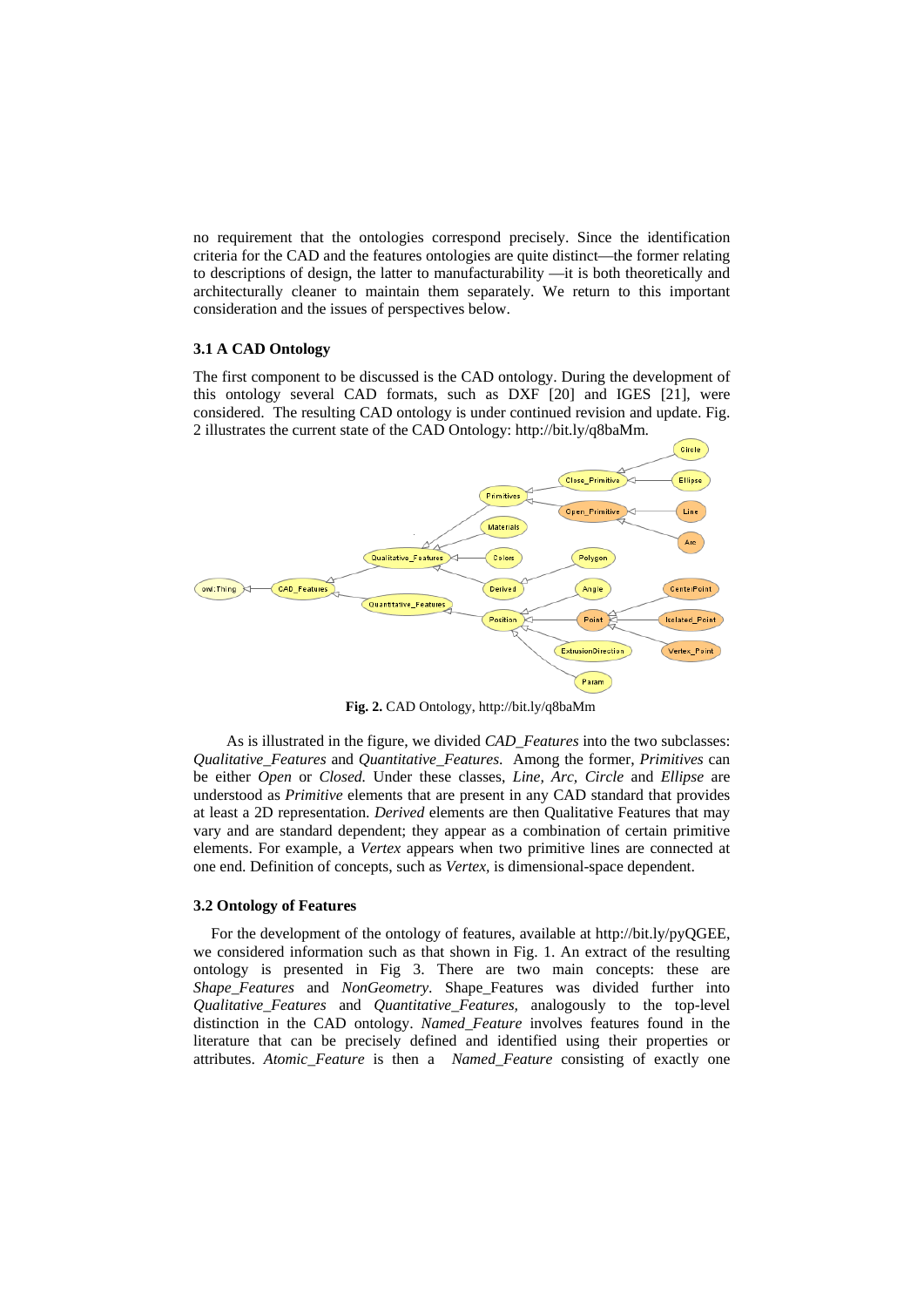no requirement that the ontologies correspond precisely. Since the identification criteria for the CAD and the features ontologies are quite distinct—the former relating to descriptions of design, the latter to manufacturability —it is both theoretically and architecturally cleaner to maintain them separately. We return to this important consideration and the issues of perspectives below.

### 3.1 A CAD Ontology

The first component to be discussed is the CAD ontology. During the development of this ontology several CAD formats, such as DXF [20] and IGES [21], were considered. The resulting CAD ontology is under continued revision and update. Fig. 2 illustrates the current state of the CAD Ontology: http://bit.ly/q8baMm.

**Fig. 2.** CAD Ontology, http://bit.ly/q8baMm

As is illustrated in the figure, we divided *CAD_Features* into the two subclasses: *Qualitative_Features* and *Quantitative_Features.* Among the former, *Primitives* can be either *Open* or *Closed.* Under these classes, *Line, Arc, Circle* and *Ellipse* are understood as *Primitive* elements that are present in any CAD standard that provides at least a 2D representation. *Derived* elements are then Qualitative Features that may vary and are standard dependent; they appear as a combination of certain primitive elements. For example, a *Vertex* appears when two primitive lines are connected at one end. Definition of concepts, such as *Vertex,* is dimensional-space dependent.

### 3.2 Ontology of Features

For the development of the ontology of features, available at http://bit.ly/pyQGEE, we considered information such as that shown in Fig. 1. An extract of the resulting ontology is presented in Fig 3. There are two main concepts: these are *Shape_Features* and *NonGeometry.* Shape_Features was divided further into *Qualitative_Features* and *Quantitative_Features,* analogously to the top-level distinction in the CAD ontology. *Named_Feature* involves features found in the literature that can be precisely defined and identified using their properties or attributes. *Atomic_Feature* is then a *Named_Feature* consisting of exactly one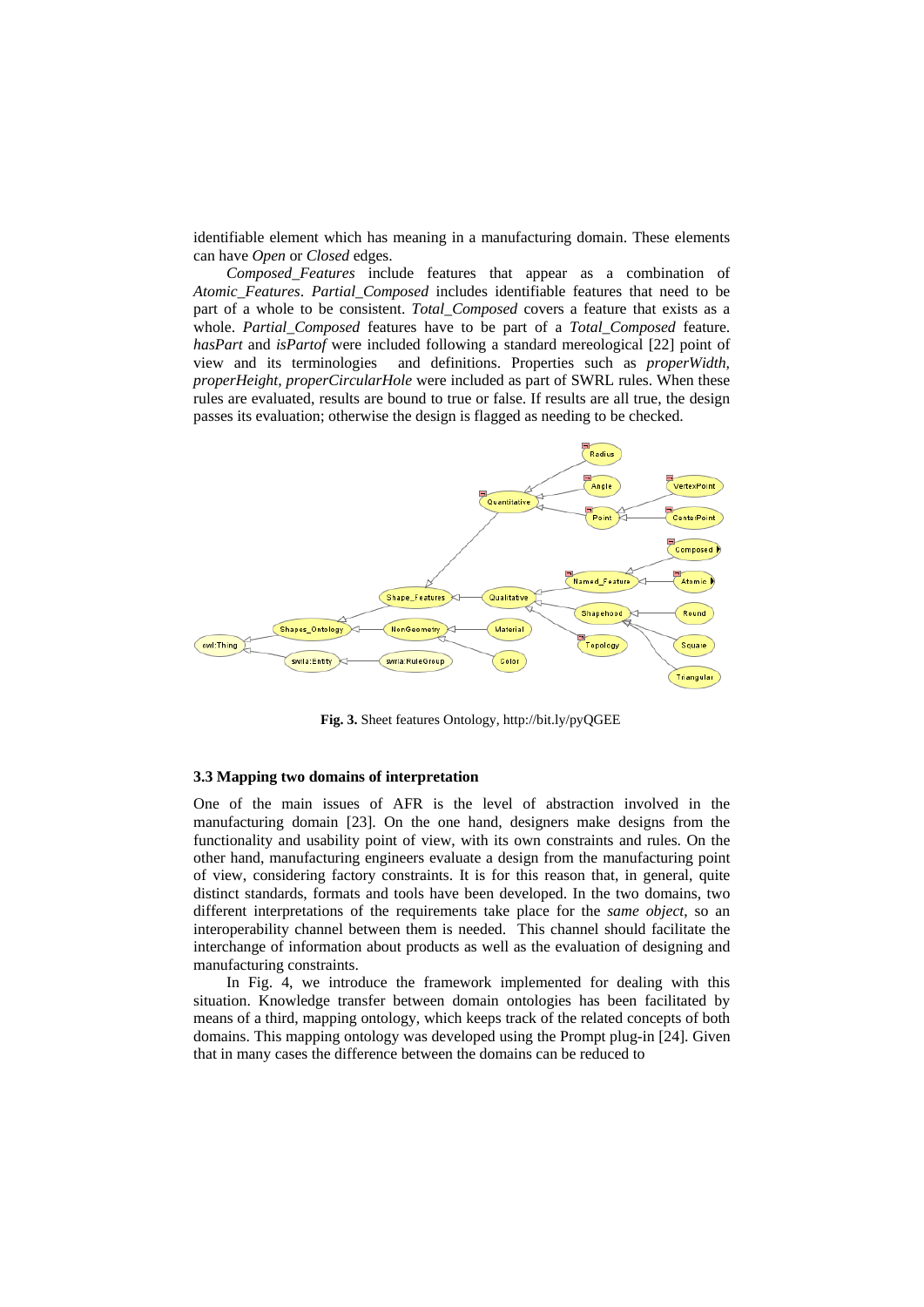identifiable element which has meaning in a manufacturing domain. These elements can have *Open* or *Closed* edges.

*Composed_Features* include features that appear as a combination of *Atomic_Features*. *Partial_Composed* includes identifiable features that need to be part of a whole to be consistent. *Total_Composed* covers a feature that exists as a whole. *Partial_Composed* features have to be part of a *Total_Composed* feature. *hasPart* and *isPartof* were included following a standard mereological [22] point of view and its terminologies and definitions. Properties such as *properWidth, properHeight, properCircularHole* were included as part of SWRL rules. When these rules are evaluated, results are bound to true or false. If results are all true, the design passes its evaluation; otherwise the design is flagged as needing to be checked.

**Fig. 3.** Sheet features Ontology, http://bit.ly/pyQGEE

### 3.3 Mapping two domains of interpretation

One of the main issues of AFR is the level of abstraction involved in the manufacturing domain [23]. On the one hand, designers make designs from the functionality and usability point of view, with its own constraints and rules. On the other hand, manufacturing engineers evaluate a design from the manufacturing point of view, considering factory constraints. It is for this reason that, in general, quite distinct standards, formats and tools have been developed. In the two domains, two different interpretations of the requirements take place for the *same object*, so an interoperability channel between them is needed. This channel should facilitate the interchange of information about products as well as the evaluation of designing and manufacturing constraints.

In Fig. 4, we introduce the framework implemented for dealing with this situation. Knowledge transfer between domain ontologies has been facilitated by means of a third, mapping ontology, which keeps track of the related concepts of both domains. This mapping ontology was developed using the Prompt plug-in [24]. Given that in many cases the difference between the domains can be reduced to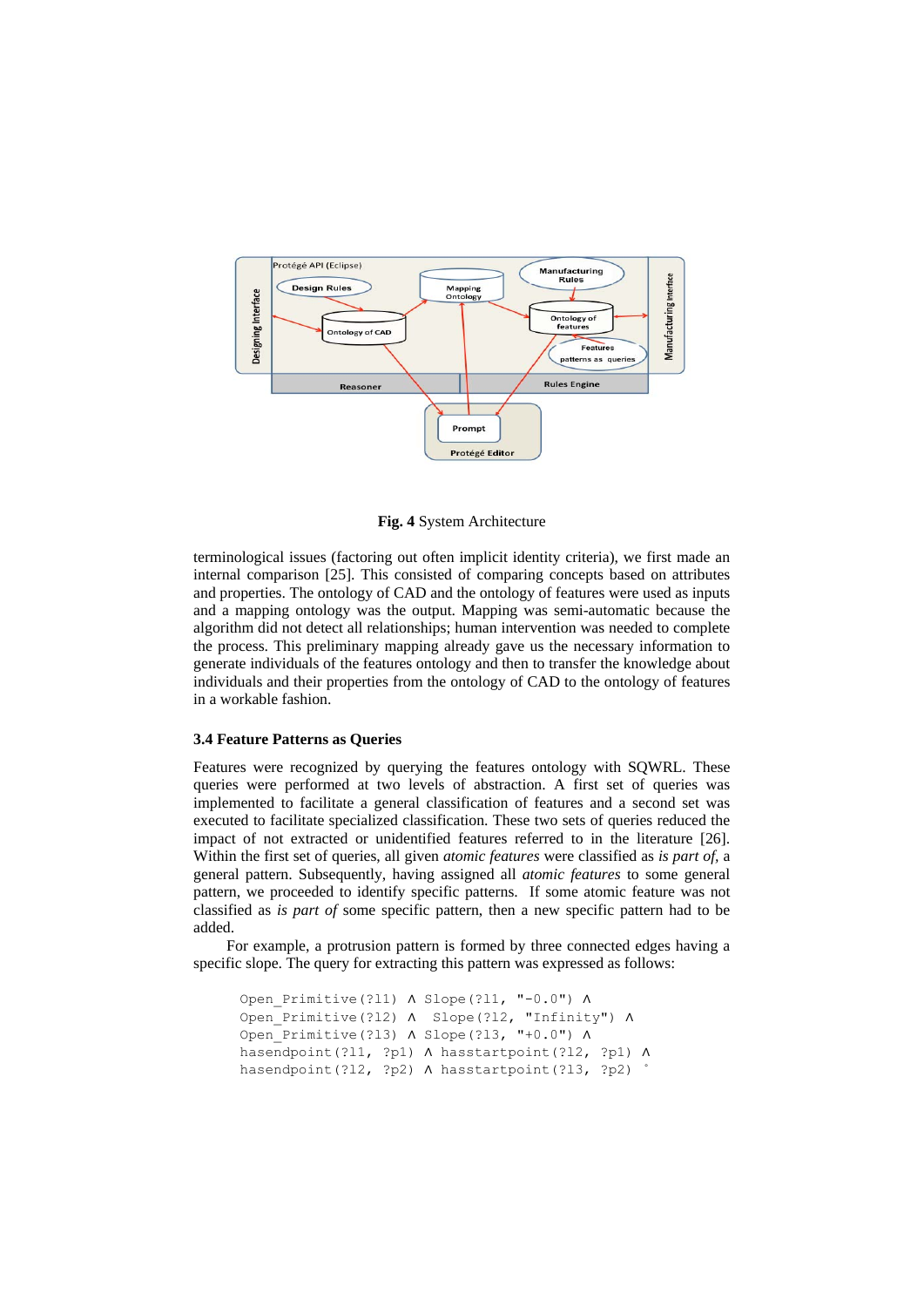**Fig. 4** System Architecture

terminological issues (factoring out often implicit identity criteria), we first made an internal comparison [25]. This consisted of comparing concepts based on attributes and properties. The ontology of CAD and the ontology of features were used as inputs and a mapping ontology was the output. Mapping was semi-automatic because the algorithm did not detect all relationships; human intervention was needed to complete the process. This preliminary mapping already gave us the necessary information to generate individuals of the features ontology and then to transfer the knowledge about individuals and their properties from the ontology of CAD to the ontology of features in a workable fashion.

### 3.4 Feature Patterns as Queries

Features were recognized by querying the features ontology with SQWRL. These queries were performed at two levels of abstraction. A first set of queries was implemented to facilitate a general classification of features and a second set was executed to facilitate specialized classification. These two sets of queries reduced the impact of not extracted or unidentified features referred to in the literature [26]. Within the first set of queries, all given *atomic features* were classified as *is part of*, a general pattern. Subsequently, having assigned all *atomic features* to some general pattern, we proceeded to identify specific patterns. If some atomic feature was not classified as *is part of* some specific pattern, then a new specific pattern had to be added.

For example, a protrusion pattern is formed by three connected edges having a specific slope. The query for extracting this pattern was expressed as follows:

```
Open_Primitive(?l1) ∧ Slope(?l1, "-0.0") ∧
Open_Primitive(?l2) ∧  Slope(?l2, "Infinity") ∧
Open_Primitive(?l3) ∧ Slope(?l3, "+0.0") ∧
hasendpoint(?l1, ?p1) ∧ hasstartpoint(?l2, ?p1) ∧
hasendpoint(?l2, ?p2) ∧ hasstartpoint(?l3, ?p2) ˚
```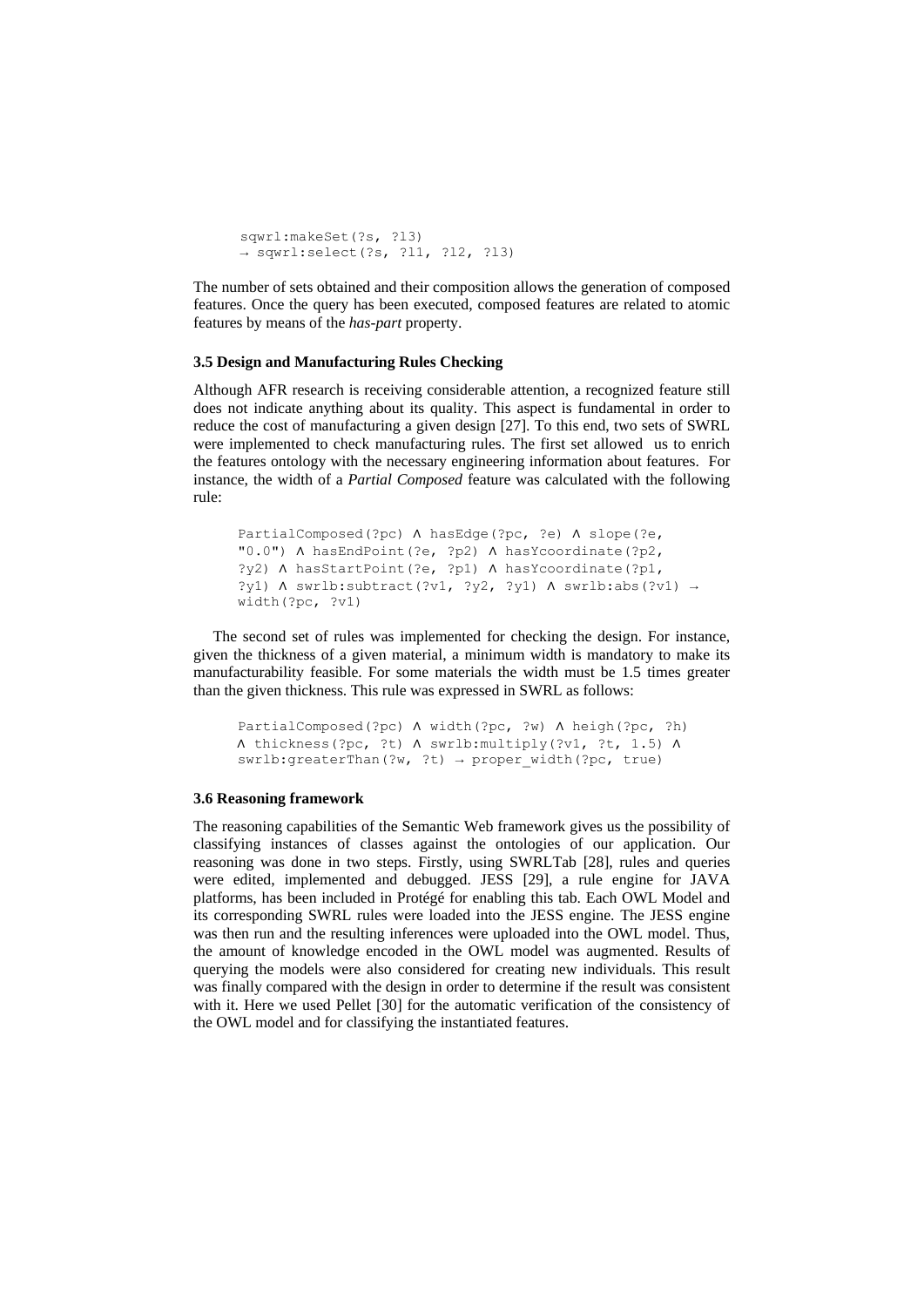```
sqwrl:makeSet(?s, ?l3)
→ sqwrl:select(?s, ?l1, ?l2, ?l3)
```

The number of sets obtained and their composition allows the generation of composed features. Once the query has been executed, composed features are related to atomic features by means of the *has-part* property.

### 3.5 Design and Manufacturing Rules Checking

Although AFR research is receiving considerable attention, a recognized feature still does not indicate anything about its quality. This aspect is fundamental in order to reduce the cost of manufacturing a given design [27]. To this end, two sets of SWRL were implemented to check manufacturing rules. The first set allowed us to enrich the features ontology with the necessary engineering information about features. For instance, the width of a *Partial Composed* feature was calculated with the following rule:

```
PartialComposed(?pc) ∧ hasEdge(?pc, ?e) ∧ slope(?e,
"0.0") ∧ hasEndPoint(?e, ?p2) ∧ hasYcoordinate(?p2,
?y2) ∧ hasStartPoint(?e, ?p1) ∧ hasYcoordinate(?p1,
?y1) ∧ swrlb:subtract(?v1, ?y2, ?y1) ∧ swrlb:abs(?v1) →
width(?pc, ?v1)
```

The second set of rules was implemented for checking the design. For instance, given the thickness of a given material, a minimum width is mandatory to make its manufacturability feasible. For some materials the width must be 1.5 times greater than the given thickness. This rule was expressed in SWRL as follows:

```
PartialComposed(?pc) ∧ width(?pc, ?w) ∧ heigh(?pc, ?h)
∧ thickness(?pc, ?t) ∧ swrlb:multiply(?v1, ?t, 1.5) ∧
swrlb:greaterThan(?w, ?t) → proper_width(?pc, true)
```

### 3.6 Reasoning framework

The reasoning capabilities of the Semantic Web framework gives us the possibility of classifying instances of classes against the ontologies of our application. Our reasoning was done in two steps. Firstly, using SWRLTab [28], rules and queries were edited, implemented and debugged. JESS [29], a rule engine for JAVA platforms, has been included in Protégé for enabling this tab. Each OWL Model and its corresponding SWRL rules were loaded into the JESS engine. The JESS engine was then run and the resulting inferences were uploaded into the OWL model. Thus, the amount of knowledge encoded in the OWL model was augmented. Results of querying the models were also considered for creating new individuals. This result was finally compared with the design in order to determine if the result was consistent with it. Here we used Pellet [30] for the automatic verification of the consistency of the OWL model and for classifying the instantiated features.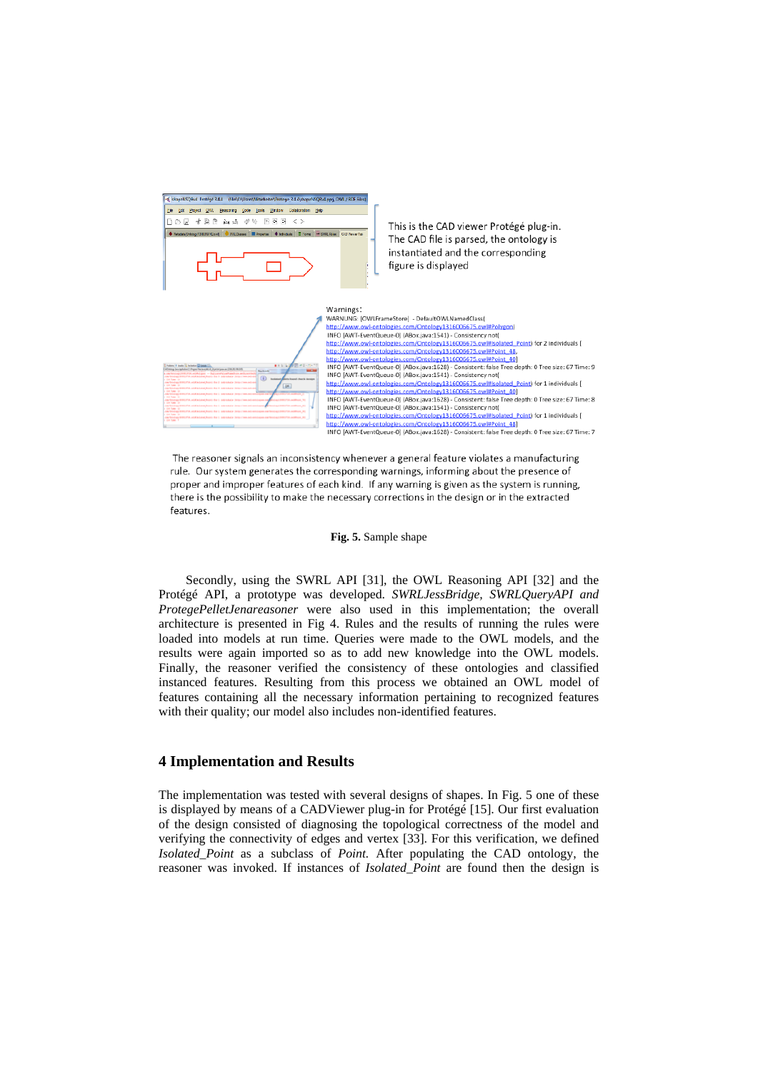This is the CAD viewer Protégé plug-in. The CAD file is parsed, the ontology is instantiated and the corresponding figure is displayed

Warnings:
WARNING: [OWLFrameStore] - DefaultOWLNamedClass(http://www.owl-ontologies.com/Ontology1316006675.owl#Polygon)
INFO [AWT-EventQueue-0] (ABox.java:1541) - Consistency not( http://www.owl-ontologies.com/Ontology1316006675.owl#Isolated_Point) for 2 individuals [ http://www.owl-ontologies.com/Ontology1316006675.owl#Point_48, http://www.owl-ontologies.com/Ontology1316006675.owl#Point_40]
INFO [AWT-EventQueue-0] (ABox.java:1628) - Consistent: false Tree depth: 0 Tree size: 67 Time: 9
INFO [AWT-EventQueue-0] (ABox.java:1541) - Consistency not( http://www.owl-ontologies.com/Ontology1316006675.owl#Isolated_Point) for 1 individuals [ http://www.owl-ontologies.com/Ontology1316006675.owl#Point_40]
INFO [AWT-EventQueue-0] (ABox.java:1628) - Consistent: false Tree depth: 0 Tree size: 67 Time: 8
INFO [AWT-EventQueue-0] (ABox.java:1541) - Consistency not( http://www.owl-ontologies.com/Ontology1316006675.owl#Isolated_Point) for 1 individuals [ http://www.owl-ontologies.com/Ontology1316006675.owl#Point_48]
INFO [AWT-EventQueue-0] (ABox.java:1628) - Consistent: false Tree depth: 0 Tree size: 67 Time: 7

The reasoner signals an inconsistency whenever a general feature violates a manufacturing rule. Our system generates the corresponding warnings, informing about the presence of proper and improper features of each kind. If any warning is given as the system is running, there is the possibility to make the necessary corrections in the design or in the extracted features.

**Fig. 5.** Sample shape

Secondly, using the SWRL API [31], the OWL Reasoning API [32] and the Protégé API, a prototype was developed. *SWRLJessBridge, SWRLQueryAPI and ProtegePelletJenareasoner* were also used in this implementation; the overall architecture is presented in Fig 4. Rules and the results of running the rules were loaded into models at run time. Queries were made to the OWL models, and the results were again imported so as to add new knowledge into the OWL models. Finally, the reasoner verified the consistency of these ontologies and classified instanced features. Resulting from this process we obtained an OWL model of features containing all the necessary information pertaining to recognized features with their quality; our model also includes non-identified features.

## 4 Implementation and Results

The implementation was tested with several designs of shapes. In Fig. 5 one of these is displayed by means of a CADViewer plug-in for Protégé [15]. Our first evaluation of the design consisted of diagnosing the topological correctness of the model and verifying the connectivity of edges and vertex [33]. For this verification, we defined *Isolated_Point* as a subclass of *Point.* After populating the CAD ontology, the reasoner was invoked. If instances of *Isolated_Point* are found then the design is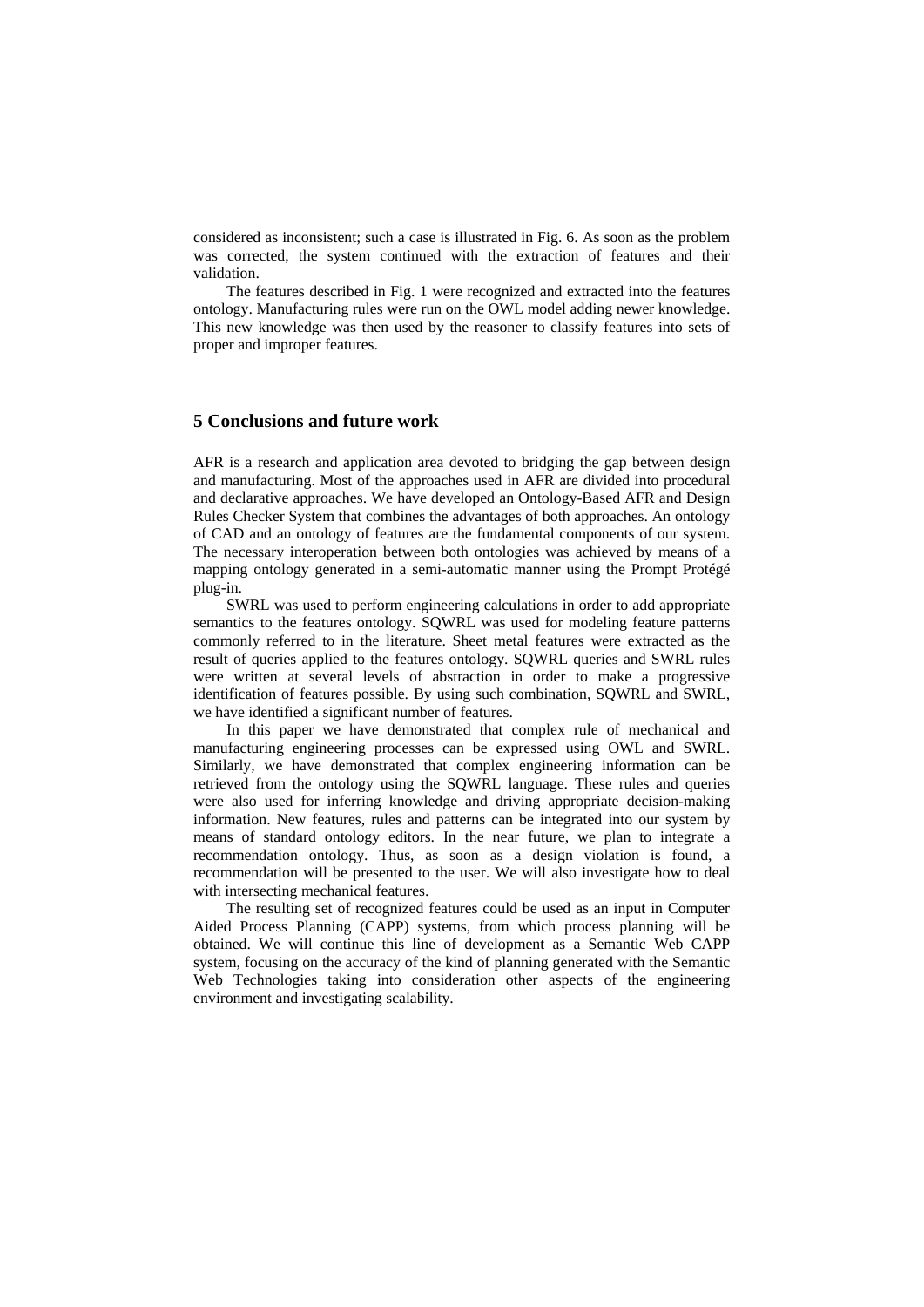considered as inconsistent; such a case is illustrated in Fig. 6. As soon as the problem was corrected, the system continued with the extraction of features and their validation.

The features described in Fig. 1 were recognized and extracted into the features ontology. Manufacturing rules were run on the OWL model adding newer knowledge. This new knowledge was then used by the reasoner to classify features into sets of proper and improper features.

## 5 Conclusions and future work

AFR is a research and application area devoted to bridging the gap between design and manufacturing. Most of the approaches used in AFR are divided into procedural and declarative approaches. We have developed an Ontology-Based AFR and Design Rules Checker System that combines the advantages of both approaches. An ontology of CAD and an ontology of features are the fundamental components of our system. The necessary interoperation between both ontologies was achieved by means of a mapping ontology generated in a semi-automatic manner using the Prompt Protégé plug-in.

SWRL was used to perform engineering calculations in order to add appropriate semantics to the features ontology. SQWRL was used for modeling feature patterns commonly referred to in the literature. Sheet metal features were extracted as the result of queries applied to the features ontology. SQWRL queries and SWRL rules were written at several levels of abstraction in order to make a progressive identification of features possible. By using such combination, SQWRL and SWRL, we have identified a significant number of features.

In this paper we have demonstrated that complex rule of mechanical and manufacturing engineering processes can be expressed using OWL and SWRL. Similarly, we have demonstrated that complex engineering information can be retrieved from the ontology using the SQWRL language. These rules and queries were also used for inferring knowledge and driving appropriate decision-making information. New features, rules and patterns can be integrated into our system by means of standard ontology editors. In the near future, we plan to integrate a recommendation ontology. Thus, as soon as a design violation is found, a recommendation will be presented to the user. We will also investigate how to deal with intersecting mechanical features.

The resulting set of recognized features could be used as an input in Computer Aided Process Planning (CAPP) systems, from which process planning will be obtained. We will continue this line of development as a Semantic Web CAPP system, focusing on the accuracy of the kind of planning generated with the Semantic Web Technologies taking into consideration other aspects of the engineering environment and investigating scalability.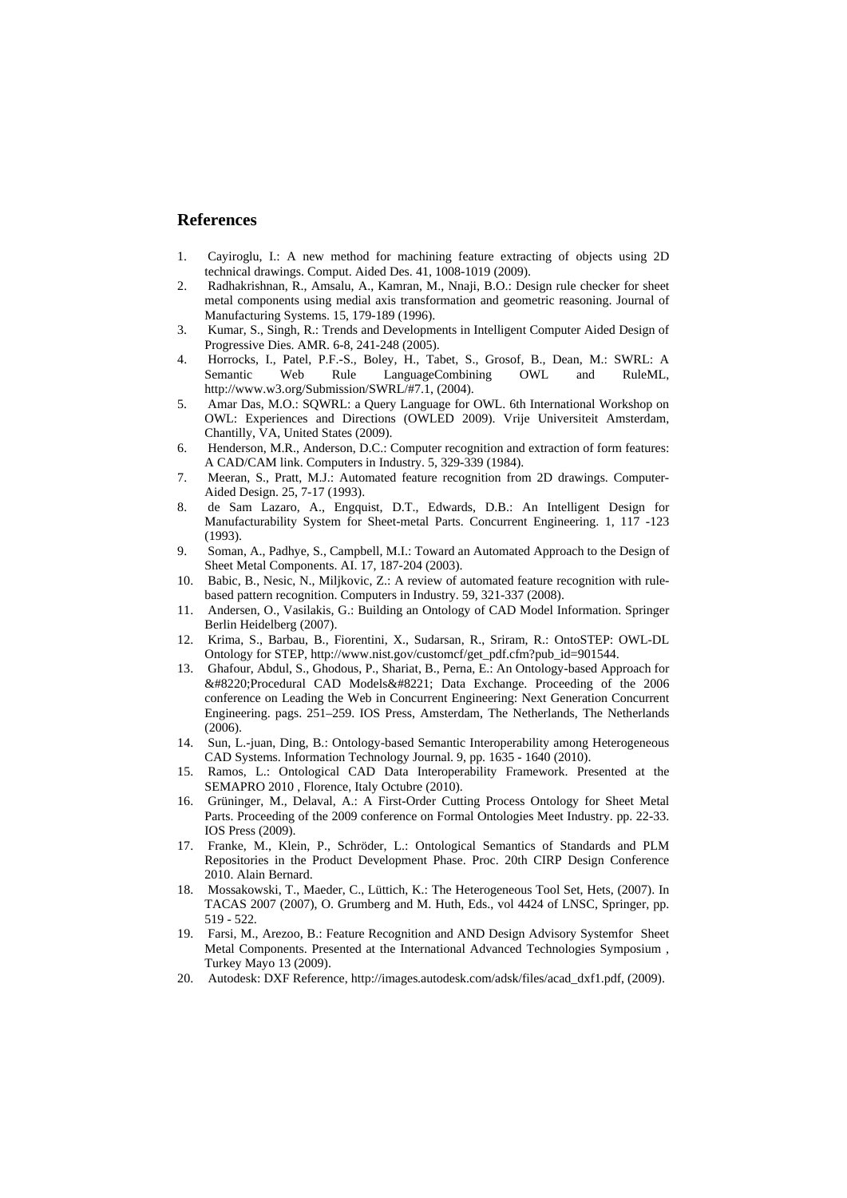## References

1. Cayiroglu, I.: A new method for machining feature extracting of objects using 2D technical drawings. Comput. Aided Des. 41, 1008-1019 (2009).
2. Radhakrishnan, R., Amsalu, A., Kamran, M., Nnaji, B.O.: Design rule checker for sheet metal components using medial axis transformation and geometric reasoning. Journal of Manufacturing Systems. 15, 179-189 (1996).
3. Kumar, S., Singh, R.: Trends and Developments in Intelligent Computer Aided Design of Progressive Dies. AMR. 6-8, 241-248 (2005).
4. Horrocks, I., Patel, P.F.-S., Boley, H., Tabet, S., Grosof, B., Dean, M.: SWRL: A Semantic Web Rule LanguageCombining OWL and RuleML, http://www.w3.org/Submission/SWRL/#7.1, (2004).
5. Amar Das, M.O.: SQWRL: a Query Language for OWL. 6th International Workshop on OWL: Experiences and Directions (OWLED 2009). Vrije Universiteit Amsterdam, Chantilly, VA, United States (2009).
6. Henderson, M.R., Anderson, D.C.: Computer recognition and extraction of form features: A CAD/CAM link. Computers in Industry. 5, 329-339 (1984).
7. Meeran, S., Pratt, M.J.: Automated feature recognition from 2D drawings. Computer-Aided Design. 25, 7-17 (1993).
8. de Sam Lazaro, A., Engquist, D.T., Edwards, D.B.: An Intelligent Design for Manufacturability System for Sheet-metal Parts. Concurrent Engineering. 1, 117 -123 (1993).
9. Soman, A., Padhye, S., Campbell, M.I.: Toward an Automated Approach to the Design of Sheet Metal Components. AI. 17, 187-204 (2003).
10. Babic, B., Nesic, N., Miljkovic, Z.: A review of automated feature recognition with rule-based pattern recognition. Computers in Industry. 59, 321-337 (2008).
11. Andersen, O., Vasilakis, G.: Building an Ontology of CAD Model Information. Springer Berlin Heidelberg (2007).
12. Krima, S., Barbau, B., Fiorentini, X., Sudarsan, R., Sriram, R.: OntoSTEP: OWL-DL Ontology for STEP, http://www.nist.gov/customcf/get_pdf.cfm?pub_id=901544.
13. Ghafour, Abdul, S., Ghodous, P., Shariat, B., Perna, E.: An Ontology-based Approach for &#8220;Procedural CAD Models&#8221; Data Exchange. Proceeding of the 2006 conference on Leading the Web in Concurrent Engineering: Next Generation Concurrent Engineering. pags. 251–259. IOS Press, Amsterdam, The Netherlands, The Netherlands (2006).
14. Sun, L.-juan, Ding, B.: Ontology-based Semantic Interoperability among Heterogeneous CAD Systems. Information Technology Journal. 9, pp. 1635 - 1640 (2010).
15. Ramos, L.: Ontological CAD Data Interoperability Framework. Presented at the SEMAPRO 2010 , Florence, Italy Octubre (2010).
16. Grüninger, M., Delaval, A.: A First-Order Cutting Process Ontology for Sheet Metal Parts. Proceeding of the 2009 conference on Formal Ontologies Meet Industry. pp. 22-33. IOS Press (2009).
17. Franke, M., Klein, P., Schröder, L.: Ontological Semantics of Standards and PLM Repositories in the Product Development Phase. Proc. 20th CIRP Design Conference 2010. Alain Bernard.
18. Mossakowski, T., Maeder, C., Lüttich, K.: The Heterogeneous Tool Set, Hets, (2007). In TACAS 2007 (2007), O. Grumberg and M. Huth, Eds., vol 4424 of LNSC, Springer, pp. 519 - 522.
19. Farsi, M., Arezoo, B.: Feature Recognition and AND Design Advisory Systemfor Sheet Metal Components. Presented at the International Advanced Technologies Symposium , Turkey Mayo 13 (2009).
20. Autodesk: DXF Reference, http://images.autodesk.com/adsk/files/acad_dxf1.pdf, (2009).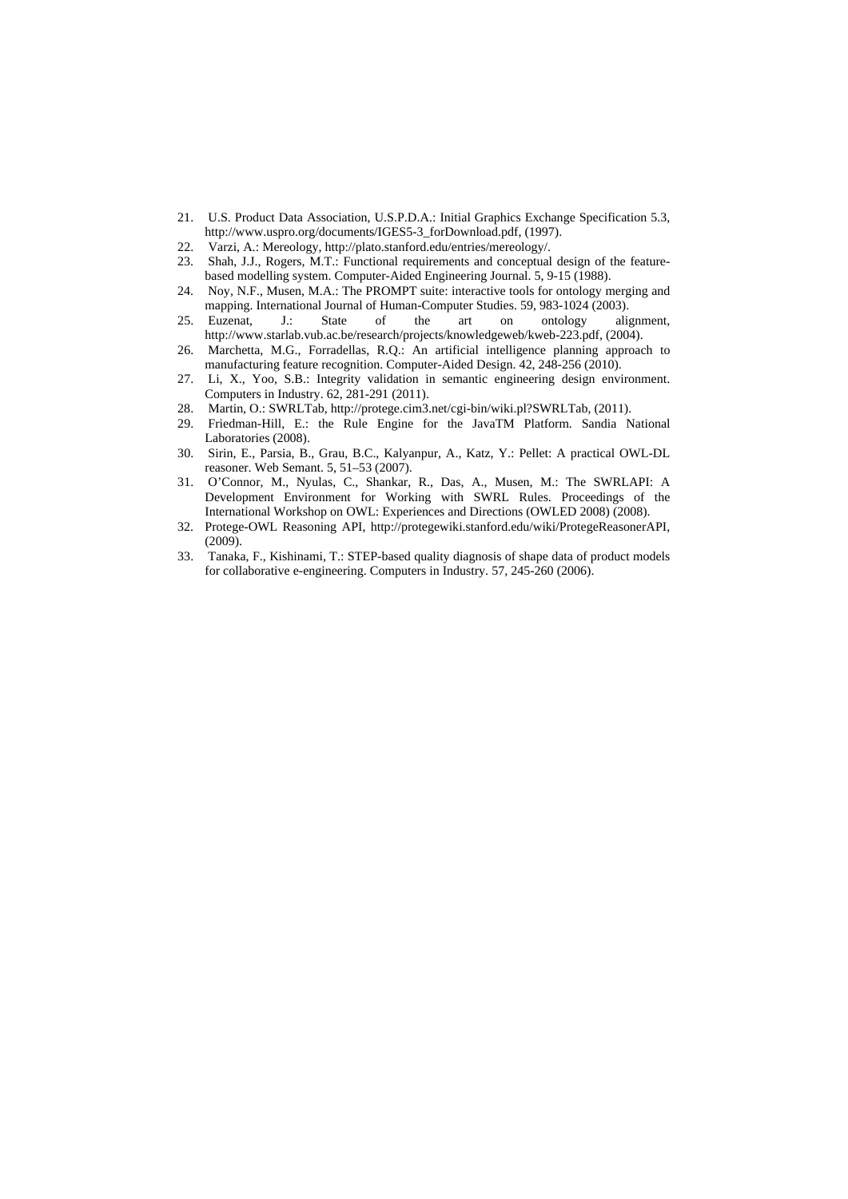21. U.S. Product Data Association, U.S.P.D.A.: Initial Graphics Exchange Specification 5.3, http://www.uspro.org/documents/IGES5-3_forDownload.pdf, (1997).
22. Varzi, A.: Mereology, http://plato.stanford.edu/entries/mereology/.
23. Shah, J.J., Rogers, M.T.: Functional requirements and conceptual design of the feature-based modelling system. Computer-Aided Engineering Journal. 5, 9-15 (1988).
24. Noy, N.F., Musen, M.A.: The PROMPT suite: interactive tools for ontology merging and mapping. International Journal of Human-Computer Studies. 59, 983-1024 (2003).
25. Euzenat, J.: State of the art on ontology alignment, http://www.starlab.vub.ac.be/research/projects/knowledgeweb/kweb-223.pdf, (2004).
26. Marchetta, M.G., Forradellas, R.Q.: An artificial intelligence planning approach to manufacturing feature recognition. Computer-Aided Design. 42, 248-256 (2010).
27. Li, X., Yoo, S.B.: Integrity validation in semantic engineering design environment. Computers in Industry. 62, 281-291 (2011).
28. Martin, O.: SWRLTab, http://protege.cim3.net/cgi-bin/wiki.pl?SWRLTab, (2011).
29. Friedman-Hill, E.: the Rule Engine for the JavaTM Platform. Sandia National Laboratories (2008).
30. Sirin, E., Parsia, B., Grau, B.C., Kalyanpur, A., Katz, Y.: Pellet: A practical OWL-DL reasoner. Web Semant. 5, 51–53 (2007).
31. O'Connor, M., Nyulas, C., Shankar, R., Das, A., Musen, M.: The SWRLAPI: A Development Environment for Working with SWRL Rules. Proceedings of the International Workshop on OWL: Experiences and Directions (OWLED 2008) (2008).
32. Protege-OWL Reasoning API, http://protegewiki.stanford.edu/wiki/ProtegeReasonerAPI, (2009).
33. Tanaka, F., Kishinami, T.: STEP-based quality diagnosis of shape data of product models for collaborative e-engineering. Computers in Industry. 57, 245-260 (2006).